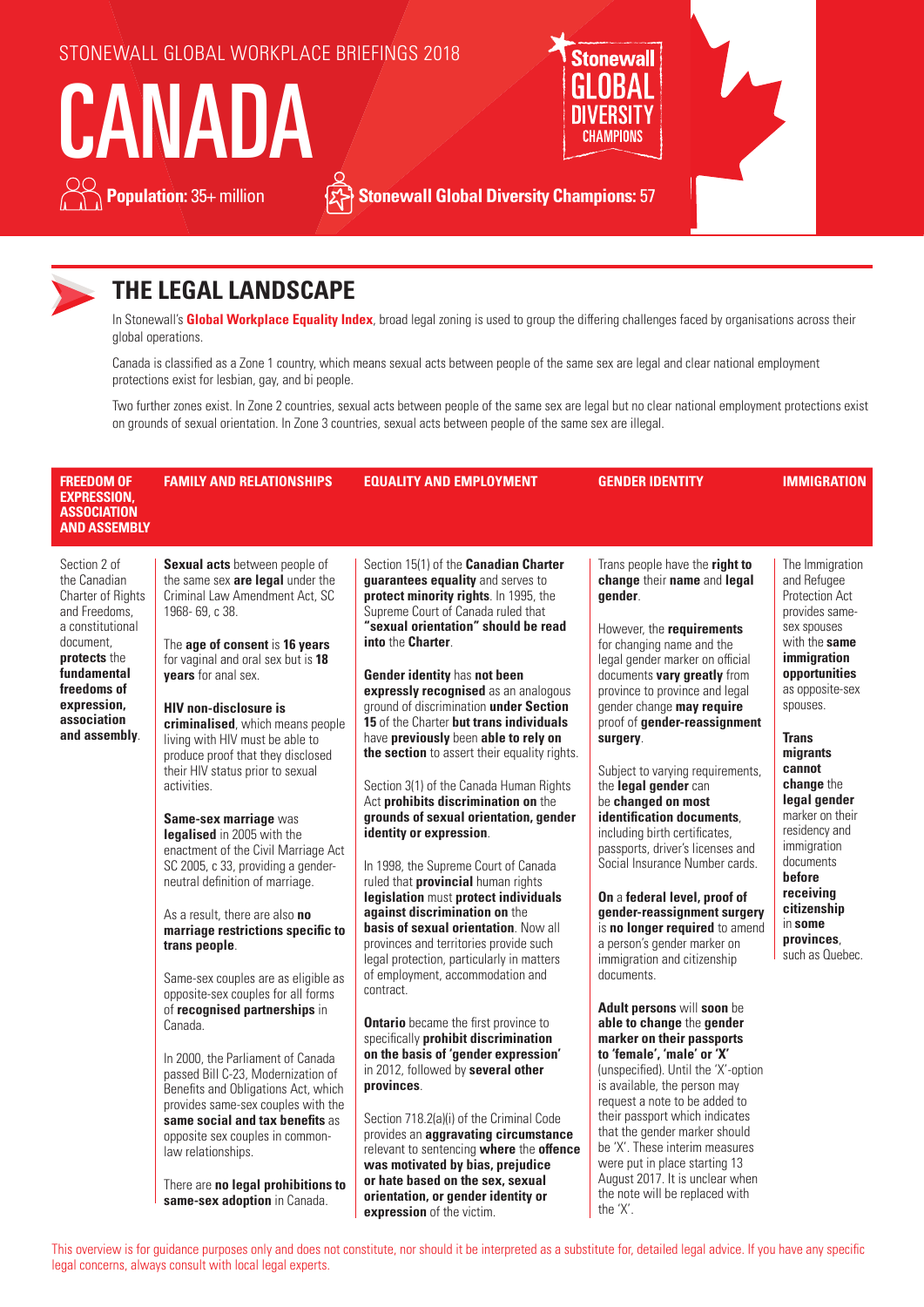STONEWALL GLOBAL WORKPLACE BRIEFINGS 2018

# CANADA

**Population:** 35+ million

**Stonewall Global Diversity Champions:** 57

## THE LEGAL LANDSCAPE

In Stonewall's **Global Workplace Equality Index**, broad legal zoning is used to group the differing challenges faced by organisations across their global operations.

Canada is classified as a Zone 1 country, which means sexual acts between people of the same sex are legal and clear national employment protections exist for lesbian, gay, and bi people.

Two further zones exist. In Zone 2 countries, sexual acts between people of the same sex are legal but no clear national employment protections exist on grounds of sexual orientation. In Zone 3 countries, sexual acts between people of the same sex are illegal.

### FREEDOM OF EXPRESSION, ASSOCIATION AND ASSEMBLY

Section 2 of the Canadian Charter of Rights and Freedoms, a constitutional document, **protects** the **fundamental freedoms of expression, association and assembly**.

### FAMILY AND RELATIONSHIPS

**Sexual acts** between people of the same sex **are legal** under the Criminal Law Amendment Act, SC 1968- 69, c 38.

The **age of consent** is **16 years** for vaginal and oral sex but is **18 years** for anal sex.

**HIV non-disclosure is criminalised**, which means people living with HIV must be able to produce proof that they disclosed their HIV status prior to sexual activities.

**Same-sex marriage** was **legalised** in 2005 with the enactment of the Civil Marriage Act SC 2005, c 33, providing a gender-neutral definition of marriage.

As a result, there are also **no marriage restrictions specific to trans people**.

Same-sex couples are as eligible as opposite-sex couples for all forms of **recognised partnerships** in Canada.

In 2000, the Parliament of Canada passed Bill C-23, Modernization of Benefits and Obligations Act, which provides same-sex couples with the **same social and tax benefits** as opposite sex couples in common-law relationships.

There are **no legal prohibitions to same-sex adoption** in Canada.

### EQUALITY AND EMPLOYMENT

Section 15(1) of the **Canadian Charter guarantees equality** and serves to **protect minority rights**. In 1995, the Supreme Court of Canada ruled that **"sexual orientation" should be read into** the **Charter**.

**Gender identity** has **not been expressly recognised** as an analogous ground of discrimination **under Section 15** of the Charter **but trans individuals** have **previously** been **able to rely on the section** to assert their equality rights.

Section 3(1) of the Canada Human Rights Act **prohibits discrimination on** the **grounds of sexual orientation, gender identity or expression**.

In 1998, the Supreme Court of Canada ruled that **provincial** human rights **legislation** must **protect individuals against discrimination on** the **basis of sexual orientation**. Now all provinces and territories provide such legal protection, particularly in matters of employment, accommodation and contract.

**Ontario** became the first province to specifically **prohibit discrimination on the basis of 'gender expression'** in 2012, followed by **several other provinces**.

Section 718.2(a)(i) of the Criminal Code provides an **aggravating circumstance** relevant to sentencing **where** the **offence was motivated by bias, prejudice or hate based on the sex, sexual orientation, or gender identity or expression** of the victim.

### GENDER IDENTITY

Trans people have the **right to change** their **name** and **legal gender**.

However, the **requirements** for changing name and the legal gender marker on official documents **vary greatly** from province to province and legal gender change **may require** proof of **gender-reassignment surgery**.

Subject to varying requirements, the **legal gender** can be **changed on most identification documents**, including birth certificates, passports, driver's licenses and Social Insurance Number cards.

**On** a **federal level, proof of gender-reassignment surgery** is **no longer required** to amend a person's gender marker on immigration and citizenship documents.

**Adult persons** will **soon** be **able to change** the **gender marker on their passports to 'female', 'male' or 'X'** (unspecified). Until the 'X'-option is available, the person may request a note to be added to their passport which indicates that the gender marker should be 'X'. These interim measures were put in place starting 13 August 2017. It is unclear when the note will be replaced with the 'X'.

### IMMIGRATION

The Immigration and Refugee Protection Act provides same-sex spouses with the **same immigration opportunities** as opposite-sex spouses.

**Trans migrants cannot change** the **legal gender** marker on their residency and immigration documents **before receiving citizenship** in **some provinces**, such as Quebec.

This overview is for guidance purposes only and does not constitute, nor should it be interpreted as a substitute for, detailed legal advice. If you have any specific legal concerns, always consult with local legal experts.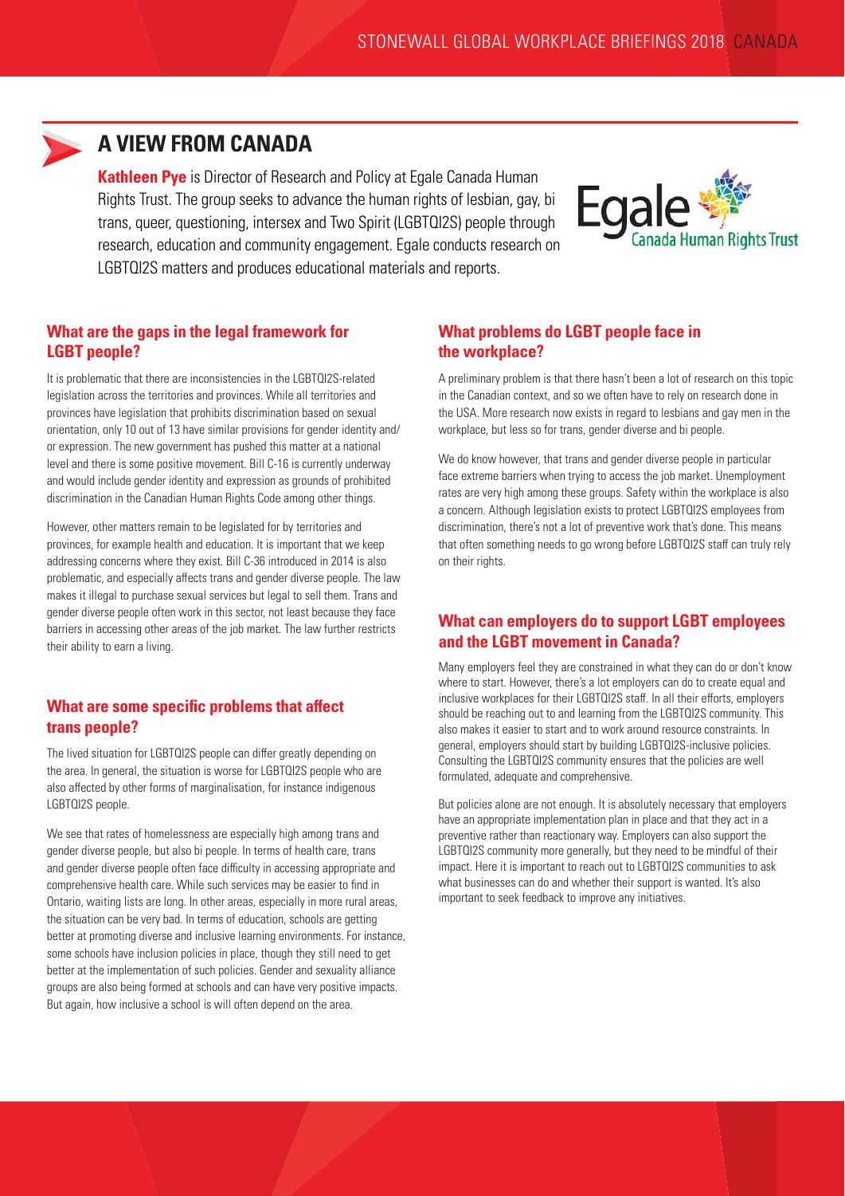## A VIEW FROM CANADA

**Kathleen Pye** is Director of Research and Policy at Egale Canada Human Rights Trust. The group seeks to advance the human rights of lesbian, gay, bi trans, queer, questioning, intersex and Two Spirit (LGBTQI2S) people through research, education and community engagement. Egale conducts research on LGBTQI2S matters and produces educational materials and reports.

### What are the gaps in the legal framework for LGBT people?

It is problematic that there are inconsistencies in the LGBTQI2S-related legislation across the territories and provinces. While all territories and provinces have legislation that prohibits discrimination based on sexual orientation, only 10 out of 13 have similar provisions for gender identity and/or expression. The new government has pushed this matter at a national level and there is some positive movement. Bill C-16 is currently underway and would include gender identity and expression as grounds of prohibited discrimination in the Canadian Human Rights Code among other things.

However, other matters remain to be legislated for by territories and provinces, for example health and education. It is important that we keep addressing concerns where they exist. Bill C-36 introduced in 2014 is also problematic, and especially affects trans and gender diverse people. The law makes it illegal to purchase sexual services but legal to sell them. Trans and gender diverse people often work in this sector, not least because they face barriers in accessing other areas of the job market. The law further restricts their ability to earn a living.

### What are some specific problems that affect trans people?

The lived situation for LGBTQI2S people can differ greatly depending on the area. In general, the situation is worse for LGBTQI2S people who are also affected by other forms of marginalisation, for instance indigenous LGBTQI2S people.

We see that rates of homelessness are especially high among trans and gender diverse people, but also bi people. In terms of health care, trans and gender diverse people often face difficulty in accessing appropriate and comprehensive health care. While such services may be easier to find in Ontario, waiting lists are long. In other areas, especially in more rural areas, the situation can be very bad. In terms of education, schools are getting better at promoting diverse and inclusive learning environments. For instance, some schools have inclusion policies in place, though they still need to get better at the implementation of such policies. Gender and sexuality alliance groups are also being formed at schools and can have very positive impacts. But again, how inclusive a school is will often depend on the area.

### What problems do LGBT people face in the workplace?

A preliminary problem is that there hasn't been a lot of research on this topic in the Canadian context, and so we often have to rely on research done in the USA. More research now exists in regard to lesbians and gay men in the workplace, but less so for trans, gender diverse and bi people.

We do know however, that trans and gender diverse people in particular face extreme barriers when trying to access the job market. Unemployment rates are very high among these groups. Safety within the workplace is also a concern. Although legislation exists to protect LGBTQI2S employees from discrimination, there's not a lot of preventive work that's done. This means that often something needs to go wrong before LGBTQI2S staff can truly rely on their rights.

### What can employers do to support LGBT employees and the LGBT movement in Canada?

Many employers feel they are constrained in what they can do or don't know where to start. However, there's a lot employers can do to create equal and inclusive workplaces for their LGBTQI2S staff. In all their efforts, employers should be reaching out to and learning from the LGBTQI2S community. This also makes it easier to start and to work around resource constraints. In general, employers should start by building LGBTQI2S-inclusive policies. Consulting the LGBTQI2S community ensures that the policies are well formulated, adequate and comprehensive.

But policies alone are not enough. It is absolutely necessary that employers have an appropriate implementation plan in place and that they act in a preventive rather than reactionary way. Employers can also support the LGBTQI2S community more generally, but they need to be mindful of their impact. Here it is important to reach out to LGBTQI2S communities to ask what businesses can do and whether their support is wanted. It's also important to seek feedback to improve any initiatives.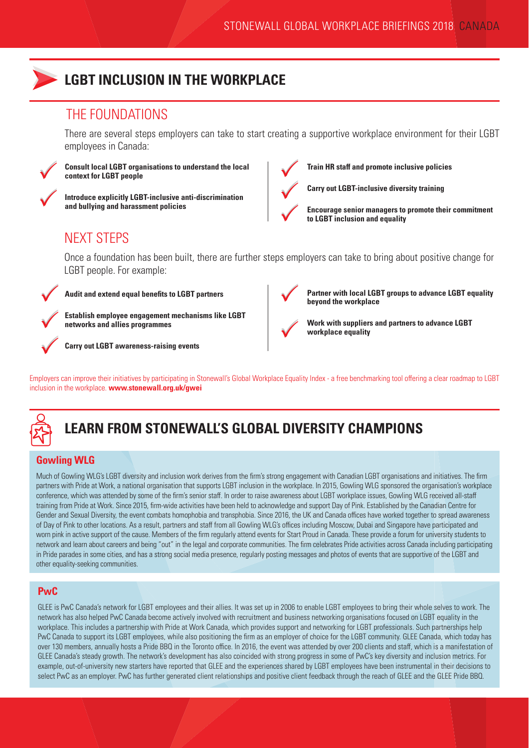## LGBT INCLUSION IN THE WORKPLACE

### THE FOUNDATIONS

There are several steps employers can take to start creating a supportive workplace environment for their LGBT employees in Canada:

- **Consult local LGBT organisations to understand the local context for LGBT people**
- **Introduce explicitly LGBT-inclusive anti-discrimination and bullying and harassment policies**
- **Train HR staff and promote inclusive policies**
- **Carry out LGBT-inclusive diversity training**
- **Encourage senior managers to promote their commitment to LGBT inclusion and equality**

### NEXT STEPS

Once a foundation has been built, there are further steps employers can take to bring about positive change for LGBT people. For example:

- **Audit and extend equal benefits to LGBT partners**
- **Establish employee engagement mechanisms like LGBT networks and allies programmes**
- **Carry out LGBT awareness-raising events**
- **Partner with local LGBT groups to advance LGBT equality beyond the workplace**
- **Work with suppliers and partners to advance LGBT workplace equality**

Employers can improve their initiatives by participating in Stonewall's Global Workplace Equality Index - a free benchmarking tool offering a clear roadmap to LGBT inclusion in the workplace. **www.stonewall.org.uk/gwei**

## LEARN FROM STONEWALL'S GLOBAL DIVERSITY CHAMPIONS

### Gowling WLG

Much of Gowling WLG's LGBT diversity and inclusion work derives from the firm's strong engagement with Canadian LGBT organisations and initiatives. The firm partners with Pride at Work, a national organisation that supports LGBT inclusion in the workplace. In 2015, Gowling WLG sponsored the organisation's workplace conference, which was attended by some of the firm's senior staff. In order to raise awareness about LGBT workplace issues, Gowling WLG received all-staff training from Pride at Work. Since 2015, firm-wide activities have been held to acknowledge and support Day of Pink. Established by the Canadian Centre for Gender and Sexual Diversity, the event combats homophobia and transphobia. Since 2016, the UK and Canada offices have worked together to spread awareness of Day of Pink to other locations. As a result, partners and staff from all Gowling WLG's offices including Moscow, Dubai and Singapore have participated and worn pink in active support of the cause. Members of the firm regularly attend events for Start Proud in Canada. These provide a forum for university students to network and learn about careers and being "out" in the legal and corporate communities. The firm celebrates Pride activities across Canada including participating in Pride parades in some cities, and has a strong social media presence, regularly posting messages and photos of events that are supportive of the LGBT and other equality-seeking communities.

### PwC

GLEE is PwC Canada's network for LGBT employees and their allies. It was set up in 2006 to enable LGBT employees to bring their whole selves to work. The network has also helped PwC Canada become actively involved with recruitment and business networking organisations focused on LGBT equality in the workplace. This includes a partnership with Pride at Work Canada, which provides support and networking for LGBT professionals. Such partnerships help PwC Canada to support its LGBT employees, while also positioning the firm as an employer of choice for the LGBT community. GLEE Canada, which today has over 130 members, annually hosts a Pride BBQ in the Toronto office. In 2016, the event was attended by over 200 clients and staff, which is a manifestation of GLEE Canada's steady growth. The network's development has also coincided with strong progress in some of PwC's key diversity and inclusion metrics. For example, out-of-university new starters have reported that GLEE and the experiences shared by LGBT employees have been instrumental in their decisions to select PwC as an employer. PwC has further generated client relationships and positive client feedback through the reach of GLEE and the GLEE Pride BBQ.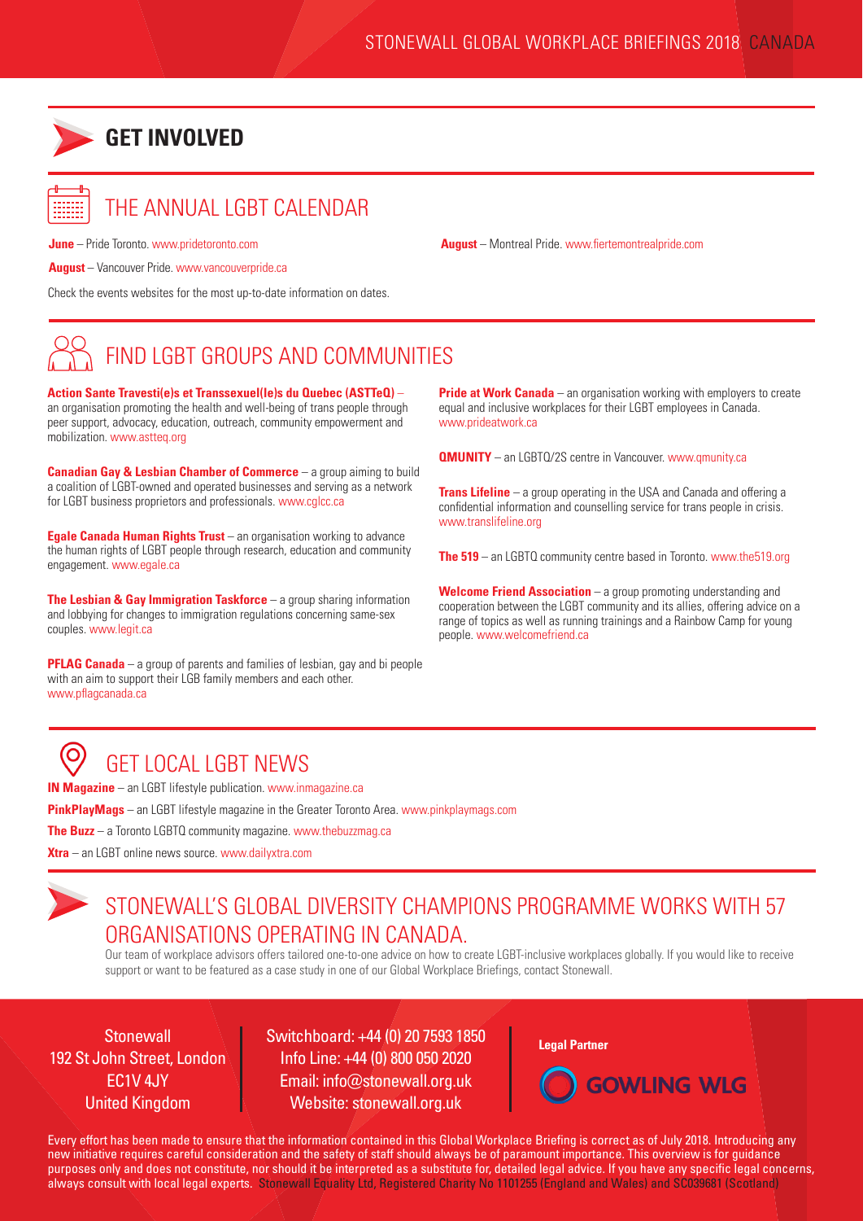# GET INVOLVED

## THE ANNUAL LGBT CALENDAR

**June** – Pride Toronto. www.pridetoronto.com

**August** – Vancouver Pride. www.vancouverpride.ca

**August** – Montreal Pride. www.fiertemontrealpride.com

Check the events websites for the most up-to-date information on dates.

## FIND LGBT GROUPS AND COMMUNITIES

**Action Sante Travesti(e)s et Transsexuel(le)s du Quebec (ASTTeQ)** – an organisation promoting the health and well-being of trans people through peer support, advocacy, education, outreach, community empowerment and mobilization. www.astteq.org

**Canadian Gay & Lesbian Chamber of Commerce** – a group aiming to build a coalition of LGBT-owned and operated businesses and serving as a network for LGBT business proprietors and professionals. www.cglcc.ca

**Egale Canada Human Rights Trust** – an organisation working to advance the human rights of LGBT people through research, education and community engagement. www.egale.ca

**The Lesbian & Gay Immigration Taskforce** – a group sharing information and lobbying for changes to immigration regulations concerning same-sex couples. www.legit.ca

**PFLAG Canada** – a group of parents and families of lesbian, gay and bi people with an aim to support their LGB family members and each other. www.pflagcanada.ca

**Pride at Work Canada** – an organisation working with employers to create equal and inclusive workplaces for their LGBT employees in Canada. www.prideatwork.ca

**QMUNITY** – an LGBTQ/2S centre in Vancouver. www.qmunity.ca

**Trans Lifeline** – a group operating in the USA and Canada and offering a confidential information and counselling service for trans people in crisis. www.translifeline.org

**The 519** – an LGBTQ community centre based in Toronto. www.the519.org

**Welcome Friend Association** – a group promoting understanding and cooperation between the LGBT community and its allies, offering advice on a range of topics as well as running trainings and a Rainbow Camp for young people. www.welcomefriend.ca

## GET LOCAL LGBT NEWS

**IN Magazine** – an LGBT lifestyle publication. www.inmagazine.ca

**PinkPlayMags** – an LGBT lifestyle magazine in the Greater Toronto Area. www.pinkplaymags.com

**The Buzz** – a Toronto LGBTQ community magazine. www.thebuzzmag.ca

**Xtra** – an LGBT online news source. www.dailyxtra.com

## STONEWALL'S GLOBAL DIVERSITY CHAMPIONS PROGRAMME WORKS WITH 57 ORGANISATIONS OPERATING IN CANADA.

Our team of workplace advisors offers tailored one-to-one advice on how to create LGBT-inclusive workplaces globally. If you would like to receive support or want to be featured as a case study in one of our Global Workplace Briefings, contact Stonewall.

Stonewall
192 St John Street, London
EC1V 4JY
United Kingdom

Switchboard: +44 (0) 20 7593 1850
Info Line: +44 (0) 800 050 2020
Email: info@stonewall.org.uk
Website: stonewall.org.uk

**Legal Partner**

GOWLING WLG

Every effort has been made to ensure that the information contained in this Global Workplace Briefing is correct as of July 2018. Introducing any new initiative requires careful consideration and the safety of staff should always be of paramount importance. This overview is for guidance purposes only and does not constitute, nor should it be interpreted as a substitute for, detailed legal advice. If you have any specific legal concerns, always consult with local legal experts. Stonewall Equality Ltd, Registered Charity No 1101255 (England and Wales) and SC039681 (Scotland)